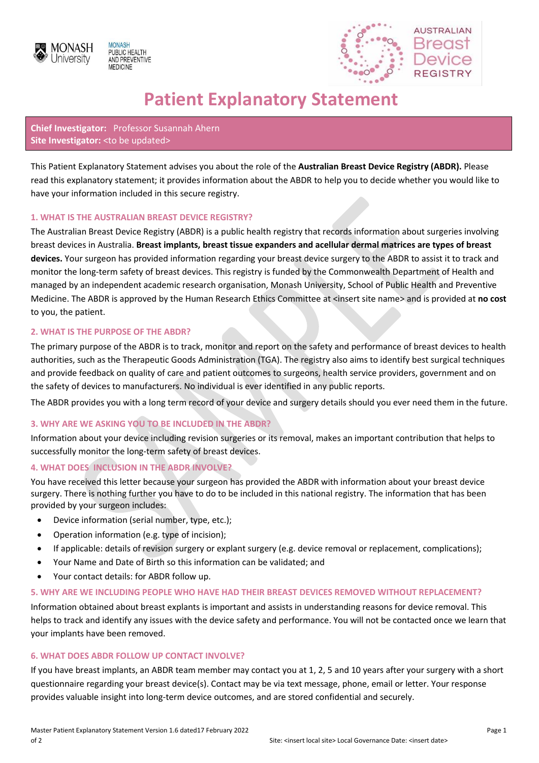# Patient Explanatory Statement

**Chief Investigator:** Professor Susannah Ahern
**Site Investigator:** <to be updated>

This Patient Explanatory Statement advises you about the role of the **Australian Breast Device Registry (ABDR).** Please read this explanatory statement; it provides information about the ABDR to help you to decide whether you would like to have your information included in this secure registry.

## 1. WHAT IS THE AUSTRALIAN BREAST DEVICE REGISTRY?

The Australian Breast Device Registry (ABDR) is a public health registry that records information about surgeries involving breast devices in Australia. **Breast implants, breast tissue expanders and acellular dermal matrices are types of breast devices.** Your surgeon has provided information regarding your breast device surgery to the ABDR to assist it to track and monitor the long-term safety of breast devices. This registry is funded by the Commonwealth Department of Health and managed by an independent academic research organisation, Monash University, School of Public Health and Preventive Medicine. The ABDR is approved by the Human Research Ethics Committee at <insert site name> and is provided at **no cost** to you, the patient.

## 2. WHAT IS THE PURPOSE OF THE ABDR?

The primary purpose of the ABDR is to track, monitor and report on the safety and performance of breast devices to health authorities, such as the Therapeutic Goods Administration (TGA). The registry also aims to identify best surgical techniques and provide feedback on quality of care and patient outcomes to surgeons, health service providers, government and on the safety of devices to manufacturers. No individual is ever identified in any public reports.

The ABDR provides you with a long term record of your device and surgery details should you ever need them in the future.

## 3. WHY ARE WE ASKING YOU TO BE INCLUDED IN THE ABDR?

Information about your device including revision surgeries or its removal, makes an important contribution that helps to successfully monitor the long-term safety of breast devices.

## 4. WHAT DOES INCLUSION IN THE ABDR INVOLVE?

You have received this letter because your surgeon has provided the ABDR with information about your breast device surgery. There is nothing further you have to do to be included in this national registry. The information that has been provided by your surgeon includes:

- Device information (serial number, type, etc.);
- Operation information (e.g. type of incision);
- If applicable: details of revision surgery or explant surgery (e.g. device removal or replacement, complications);
- Your Name and Date of Birth so this information can be validated; and
- Your contact details: for ABDR follow up.

## 5. WHY ARE WE INCLUDING PEOPLE WHO HAVE HAD THEIR BREAST DEVICES REMOVED WITHOUT REPLACEMENT?

Information obtained about breast explants is important and assists in understanding reasons for device removal. This helps to track and identify any issues with the device safety and performance. You will not be contacted once we learn that your implants have been removed.

## 6. WHAT DOES ABDR FOLLOW UP CONTACT INVOLVE?

If you have breast implants, an ABDR team member may contact you at 1, 2, 5 and 10 years after your surgery with a short questionnaire regarding your breast device(s). Contact may be via text message, phone, email or letter. Your response provides valuable insight into long-term device outcomes, and are stored confidential and securely.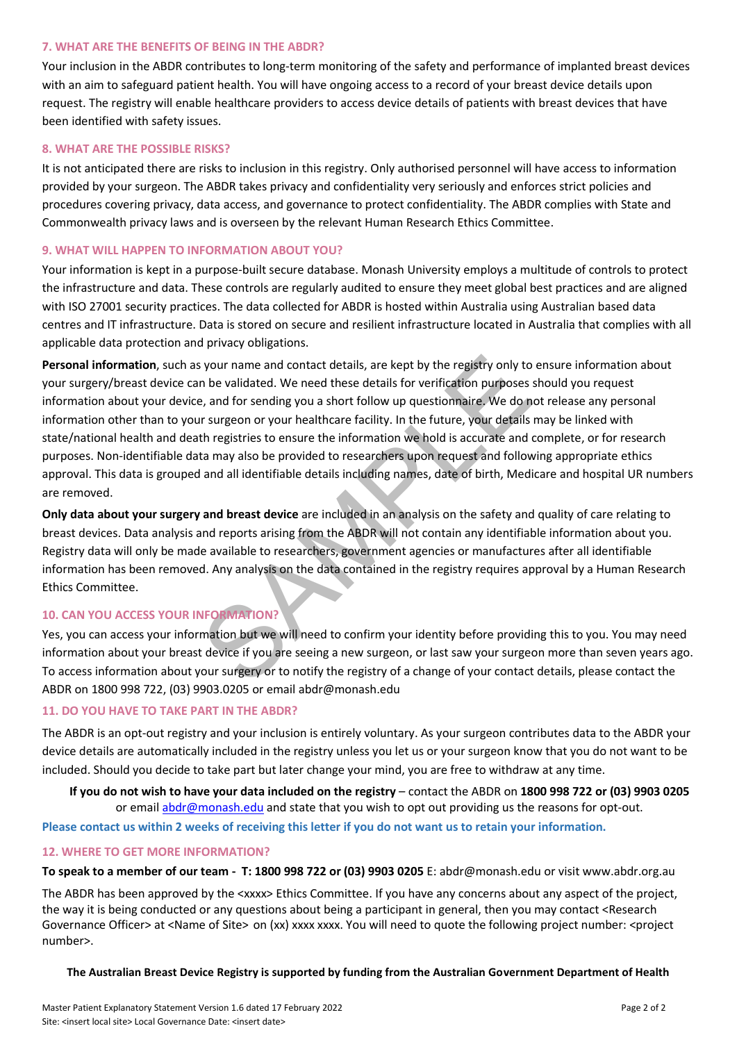## 7. WHAT ARE THE BENEFITS OF BEING IN THE ABDR?

Your inclusion in the ABDR contributes to long-term monitoring of the safety and performance of implanted breast devices with an aim to safeguard patient health. You will have ongoing access to a record of your breast device details upon request. The registry will enable healthcare providers to access device details of patients with breast devices that have been identified with safety issues.

## 8. WHAT ARE THE POSSIBLE RISKS?

It is not anticipated there are risks to inclusion in this registry. Only authorised personnel will have access to information provided by your surgeon. The ABDR takes privacy and confidentiality very seriously and enforces strict policies and procedures covering privacy, data access, and governance to protect confidentiality. The ABDR complies with State and Commonwealth privacy laws and is overseen by the relevant Human Research Ethics Committee.

## 9. WHAT WILL HAPPEN TO INFORMATION ABOUT YOU?

Your information is kept in a purpose-built secure database. Monash University employs a multitude of controls to protect the infrastructure and data. These controls are regularly audited to ensure they meet global best practices and are aligned with ISO 27001 security practices. The data collected for ABDR is hosted within Australia using Australian based data centres and IT infrastructure. Data is stored on secure and resilient infrastructure located in Australia that complies with all applicable data protection and privacy obligations.

**Personal information**, such as your name and contact details, are kept by the registry only to ensure information about your surgery/breast device can be validated. We need these details for verification purposes should you request information about your device, and for sending you a short follow up questionnaire. We do not release any personal information other than to your surgeon or your healthcare facility. In the future, your details may be linked with state/national health and death registries to ensure the information we hold is accurate and complete, or for research purposes. Non-identifiable data may also be provided to researchers upon request and following appropriate ethics approval. This data is grouped and all identifiable details including names, date of birth, Medicare and hospital UR numbers are removed.

**Only data about your surgery and breast device** are included in an analysis on the safety and quality of care relating to breast devices. Data analysis and reports arising from the ABDR will not contain any identifiable information about you. Registry data will only be made available to researchers, government agencies or manufactures after all identifiable information has been removed. Any analysis on the data contained in the registry requires approval by a Human Research Ethics Committee.

## 10. CAN YOU ACCESS YOUR INFORMATION?

Yes, you can access your information but we will need to confirm your identity before providing this to you. You may need information about your breast device if you are seeing a new surgeon, or last saw your surgeon more than seven years ago. To access information about your surgery or to notify the registry of a change of your contact details, please contact the ABDR on 1800 998 722, (03) 9903.0205 or email abdr@monash.edu

## 11. DO YOU HAVE TO TAKE PART IN THE ABDR?

The ABDR is an opt-out registry and your inclusion is entirely voluntary. As your surgeon contributes data to the ABDR your device details are automatically included in the registry unless you let us or your surgeon know that you do not want to be included. Should you decide to take part but later change your mind, you are free to withdraw at any time.

**If you do not wish to have your data included on the registry** – contact the ABDR on **1800 998 722 or (03) 9903 0205** or email abdr@monash.edu and state that you wish to opt out providing us the reasons for opt-out.

**Please contact us within 2 weeks of receiving this letter if you do not want us to retain your information.**

## 12. WHERE TO GET MORE INFORMATION?

**To speak to a member of our team - T: 1800 998 722 or (03) 9903 0205** E: abdr@monash.edu or visit www.abdr.org.au

The ABDR has been approved by the <xxxx> Ethics Committee. If you have any concerns about any aspect of the project, the way it is being conducted or any questions about being a participant in general, then you may contact <Research Governance Officer> at <Name of Site> on (xx) xxxx xxxx. You will need to quote the following project number: <project number>.

**The Australian Breast Device Registry is supported by funding from the Australian Government Department of Health**

Master Patient Explanatory Statement Version 1.6 dated 17 February 2022
Site: <insert local site> Local Governance Date: <insert date>